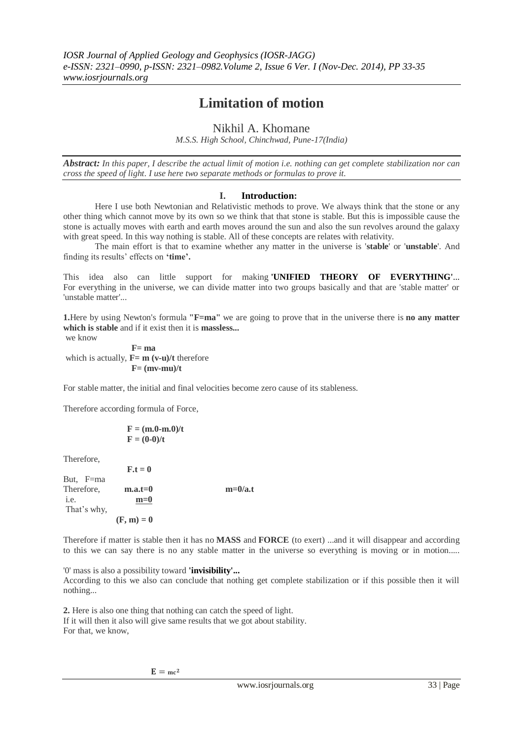# Limitation of motion

Nikhil A. Khomane

*M.S.S. High School, Chinchwad, Pune-17(India)*

***Abstract:*** *In this paper, I describe the actual limit of motion i.e. nothing can get complete stabilization nor can cross the speed of light. I use here two separate methods or formulas to prove it.*

## I. Introduction:

Here I use both Newtonian and Relativistic methods to prove. We always think that the stone or any other thing which cannot move by its own so we think that that stone is stable. But this is impossible cause the stone is actually moves with earth and earth moves around the sun and also the sun revolves around the galaxy with great speed. In this way nothing is stable. All of these concepts are relates with relativity.

The main effort is that to examine whether any matter in the universe is '**stable**' or '**unstable**'. And finding its results' effects on **'time'.**

This idea also can little support for making **'UNIFIED THEORY OF EVERYTHING'**... For everything in the universe, we can divide matter into two groups basically and that are 'stable matter' or 'unstable matter'...

**1.**Here by using Newton's formula **"F=ma"** we are going to prove that in the universe there is **no any matter which is stable** and if it exist then it is **massless...**

we know

$$\mathbf{F= ma}$$

which is actually, $\mathbf{F= m (v-u)/t}$ therefore

$$\mathbf{F= (mv-mu)/t}$$

For stable matter, the initial and final velocities become zero cause of its stableness.

Therefore according formula of Force,

$$\mathbf{F = (m.0-m.0)/t}$$
$$\mathbf{F = (0-0)/t}$$

Therefore,

$$\mathbf{F.t = 0}$$

But, F=ma

Therefore, $\mathbf{m.a.t=0}$ $\qquad$ $\mathbf{m=0/a.t}$

i.e. $\underline{\mathbf{m=0}}$

That's why,

$$\mathbf{(F, m) = 0}$$

Therefore if matter is stable then it has no **MASS** and **FORCE** (to exert) ...and it will disappear and according to this we can say there is no any stable matter in the universe so everything is moving or in motion.....

'0' mass is also a possibility toward **'invisibility'...**

According to this we also can conclude that nothing get complete stabilization or if this possible then it will nothing...

**2.** Here is also one thing that nothing can catch the speed of light.

If it will then it also will give same results that we got about stability.

For that, we know,

$$\mathbf{E = mc^2}$$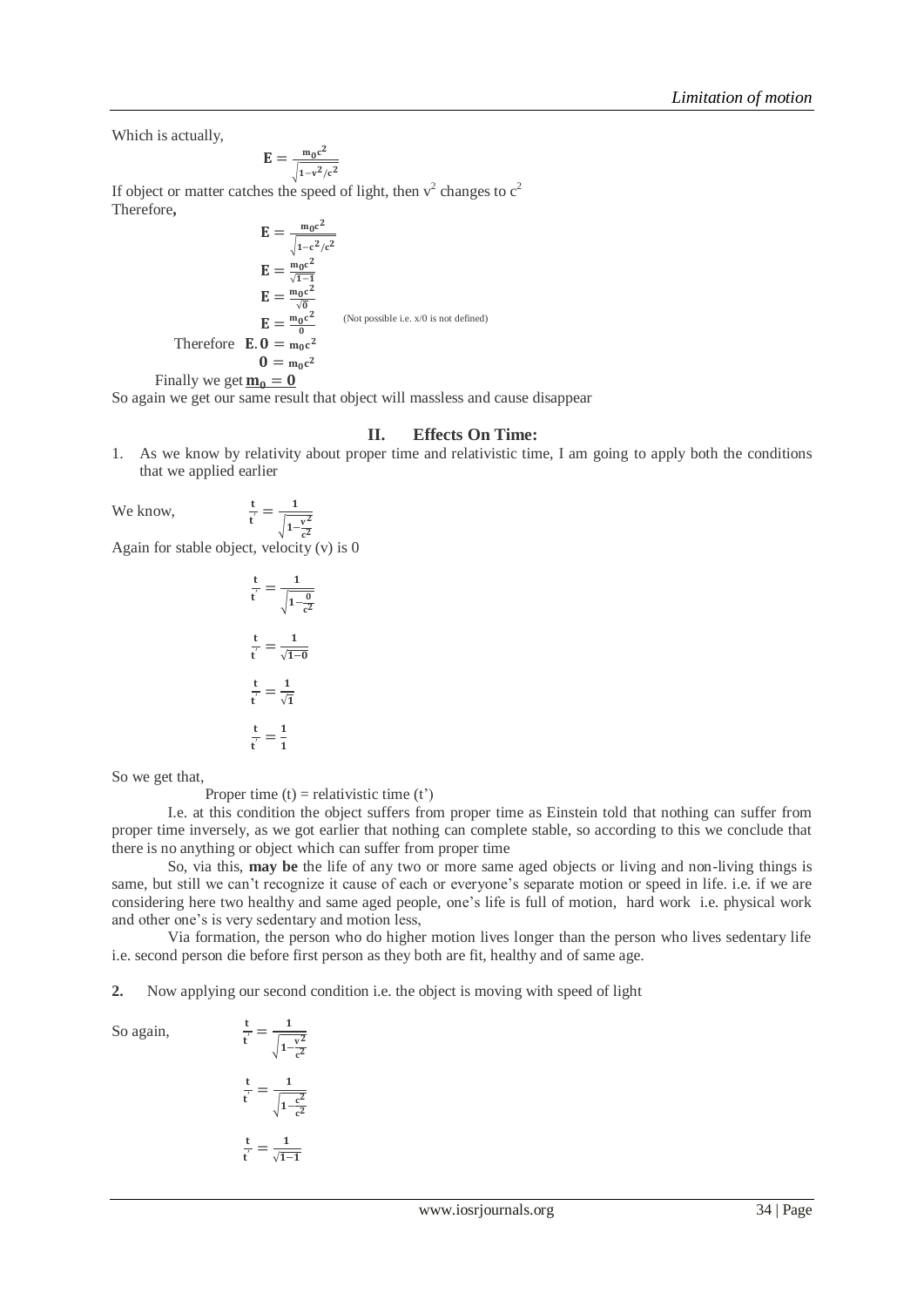Which is actually,

$$\mathbf{E} = \frac{\mathbf{m_0 c^2}}{\sqrt{1-v^2/c^2}}$$

If object or matter catches the speed of light, then $v^2$ changes to $c^2$

Therefore**,**

$$\mathbf{E} = \frac{\mathbf{m_0 c^2}}{\sqrt{1-c^2/c^2}}$$

$$\mathbf{E} = \frac{\mathbf{m_0 c^2}}{\sqrt{1-1}}$$

$$\mathbf{E} = \frac{\mathbf{m_0 c^2}}{\sqrt{0}}$$

$$\mathbf{E} = \frac{\mathbf{m_0 c^2}}{0} \quad \text{(Not possible i.e. x/0 is not defined)}$$

Therefore $\mathbf{E.0 = m_0 c^2}$

$$\mathbf{0 = m_0 c^2}$$

Finally we get $\underline{\mathbf{m_0 = 0}}$

So again we get our same result that object will massless and cause disappear

## II. Effects On Time:

1. As we know by relativity about proper time and relativistic time, I am going to apply both the conditions that we applied earlier

We know, $$\frac{\mathbf{t}}{\mathbf{t'}} = \frac{\mathbf{1}}{\sqrt{1-\frac{v^2}{c^2}}}$$

Again for stable object, velocity (v) is 0

$$\frac{\mathbf{t}}{\mathbf{t'}} = \frac{\mathbf{1}}{\sqrt{1-\frac{0}{c^2}}}$$

$$\frac{\mathbf{t}}{\mathbf{t'}} = \frac{\mathbf{1}}{\sqrt{1-0}}$$

$$\frac{\mathbf{t}}{\mathbf{t'}} = \frac{\mathbf{1}}{\sqrt{1}}$$

$$\frac{\mathbf{t}}{\mathbf{t'}} = \frac{\mathbf{1}}{\mathbf{1}}$$

So we get that,

Proper time (t) = relativistic time (t')

I.e. at this condition the object suffers from proper time as Einstein told that nothing can suffer from proper time inversely, as we got earlier that nothing can complete stable, so according to this we conclude that there is no anything or object which can suffer from proper time

So, via this, **may be** the life of any two or more same aged objects or living and non-living things is same, but still we can't recognize it cause of each or everyone's separate motion or speed in life. i.e. if we are considering here two healthy and same aged people, one's life is full of motion, hard work i.e. physical work and other one's is very sedentary and motion less,

Via formation, the person who do higher motion lives longer than the person who lives sedentary life i.e. second person die before first person as they both are fit, healthy and of same age.

**2.** Now applying our second condition i.e. the object is moving with speed of light

So again, $$\frac{\mathbf{t}}{\mathbf{t'}} = \frac{\mathbf{1}}{\sqrt{1-\frac{v^2}{c^2}}}$$

$$\frac{\mathbf{t}}{\mathbf{t'}} = \frac{\mathbf{1}}{\sqrt{1-\frac{c^2}{c^2}}}$$

$$\frac{\mathbf{t}}{\mathbf{t'}} = \frac{\mathbf{1}}{\sqrt{1-1}}$$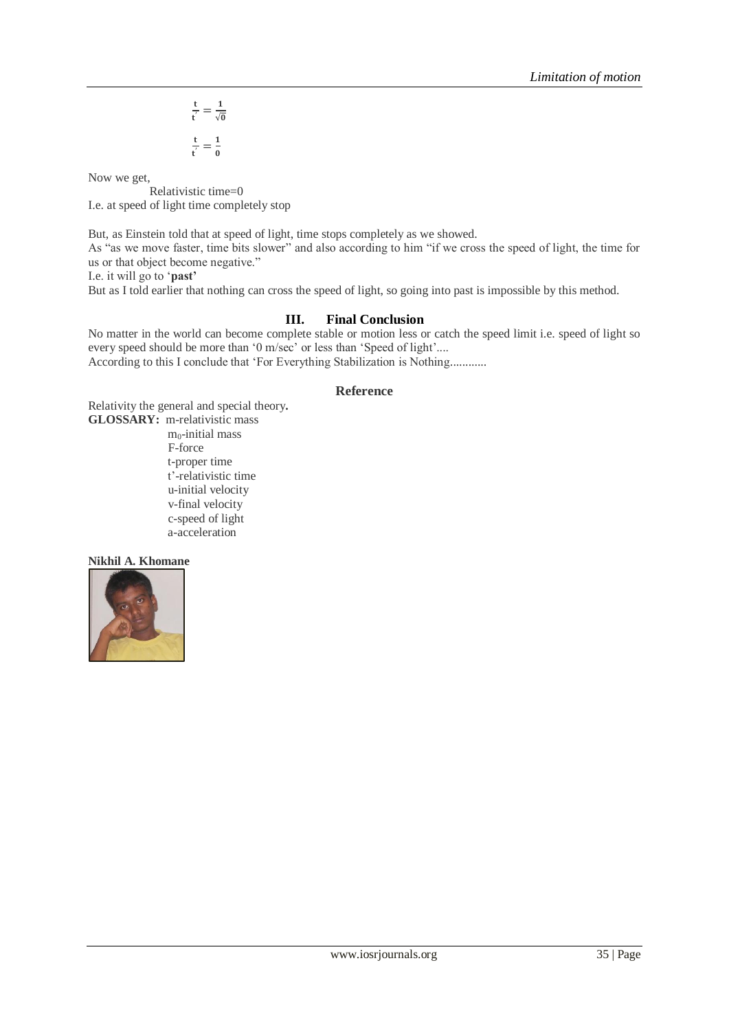$$\frac{t}{t'} = \frac{1}{\sqrt{0}}$$

$$\frac{t}{t'} = \frac{1}{0}$$

Now we get,

Relativistic time=0

I.e. at speed of light time completely stop

But, as Einstein told that at speed of light, time stops completely as we showed.

As "as we move faster, time bits slower" and also according to him "if we cross the speed of light, the time for us or that object become negative."

I.e. it will go to '**past'**

But as I told earlier that nothing can cross the speed of light, so going into past is impossible by this method.

## III. Final Conclusion

No matter in the world can become complete stable or motion less or catch the speed limit i.e. speed of light so every speed should be more than '0 m/sec' or less than 'Speed of light'....

According to this I conclude that 'For Everything Stabilization is Nothing............

## Reference

Relativity the general and special theory**.**

**GLOSSARY:** m-relativistic mass

$m_0$-initial mass

F-force

t-proper time

t'-relativistic time

u-initial velocity

v-final velocity

c-speed of light

a-acceleration

**Nikhil A. Khomane**